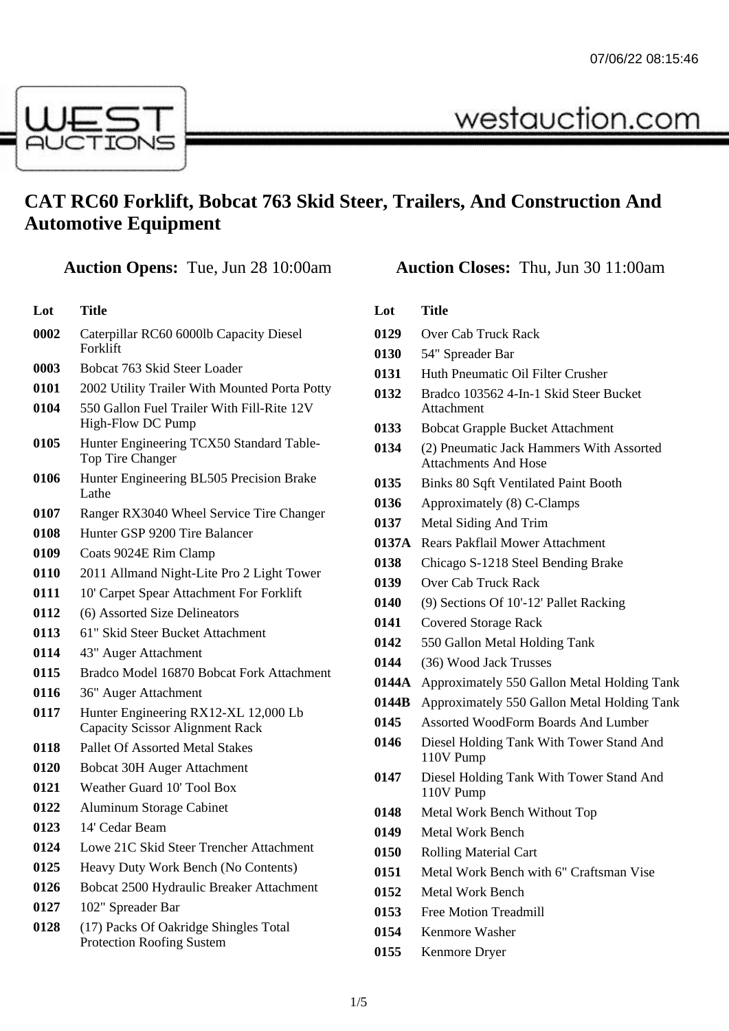# CAT RC60 Forklift, Bobcat 763 Skid Steer, Trailers, And Construction And Automotive Equipment

**Auction Opens:** Tue, Jun 28 10:00am

**Auction Closes:** Thu, Jun 30 11:00am

| Lot | Title |
| --- | --- |
| 0002 | Caterpillar RC60 6000lb Capacity Diesel Forklift |
| 0003 | Bobcat 763 Skid Steer Loader |
| 0101 | 2002 Utility Trailer With Mounted Porta Potty |
| 0104 | 550 Gallon Fuel Trailer With Fill-Rite 12V High-Flow DC Pump |
| 0105 | Hunter Engineering TCX50 Standard Table-Top Tire Changer |
| 0106 | Hunter Engineering BL505 Precision Brake Lathe |
| 0107 | Ranger RX3040 Wheel Service Tire Changer |
| 0108 | Hunter GSP 9200 Tire Balancer |
| 0109 | Coats 9024E Rim Clamp |
| 0110 | 2011 Allmand Night-Lite Pro 2 Light Tower |
| 0111 | 10' Carpet Spear Attachment For Forklift |
| 0112 | (6) Assorted Size Delineators |
| 0113 | 61" Skid Steer Bucket Attachment |
| 0114 | 43" Auger Attachment |
| 0115 | Bradco Model 16870 Bobcat Fork Attachment |
| 0116 | 36" Auger Attachment |
| 0117 | Hunter Engineering RX12-XL 12,000 Lb Capacity Scissor Alignment Rack |
| 0118 | Pallet Of Assorted Metal Stakes |
| 0120 | Bobcat 30H Auger Attachment |
| 0121 | Weather Guard 10' Tool Box |
| 0122 | Aluminum Storage Cabinet |
| 0123 | 14' Cedar Beam |
| 0124 | Lowe 21C Skid Steer Trencher Attachment |
| 0125 | Heavy Duty Work Bench (No Contents) |
| 0126 | Bobcat 2500 Hydraulic Breaker Attachment |
| 0127 | 102" Spreader Bar |
| 0128 | (17) Packs Of Oakridge Shingles Total Protection Roofing Sustem |
| 0129 | Over Cab Truck Rack |
| 0130 | 54" Spreader Bar |
| 0131 | Huth Pneumatic Oil Filter Crusher |
| 0132 | Bradco 103562 4-In-1 Skid Steer Bucket Attachment |
| 0133 | Bobcat Grapple Bucket Attachment |
| 0134 | (2) Pneumatic Jack Hammers With Assorted Attachments And Hose |
| 0135 | Binks 80 Sqft Ventilated Paint Booth |
| 0136 | Approximately (8) C-Clamps |
| 0137 | Metal Siding And Trim |
| 0137A | Rears Pakflail Mower Attachment |
| 0138 | Chicago S-1218 Steel Bending Brake |
| 0139 | Over Cab Truck Rack |
| 0140 | (9) Sections Of 10'-12' Pallet Racking |
| 0141 | Covered Storage Rack |
| 0142 | 550 Gallon Metal Holding Tank |
| 0144 | (36) Wood Jack Trusses |
| 0144A | Approximately 550 Gallon Metal Holding Tank |
| 0144B | Approximately 550 Gallon Metal Holding Tank |
| 0145 | Assorted WoodForm Boards And Lumber |
| 0146 | Diesel Holding Tank With Tower Stand And 110V Pump |
| 0147 | Diesel Holding Tank With Tower Stand And 110V Pump |
| 0148 | Metal Work Bench Without Top |
| 0149 | Metal Work Bench |
| 0150 | Rolling Material Cart |
| 0151 | Metal Work Bench with 6" Craftsman Vise |
| 0152 | Metal Work Bench |
| 0153 | Free Motion Treadmill |
| 0154 | Kenmore Washer |
| 0155 | Kenmore Dryer |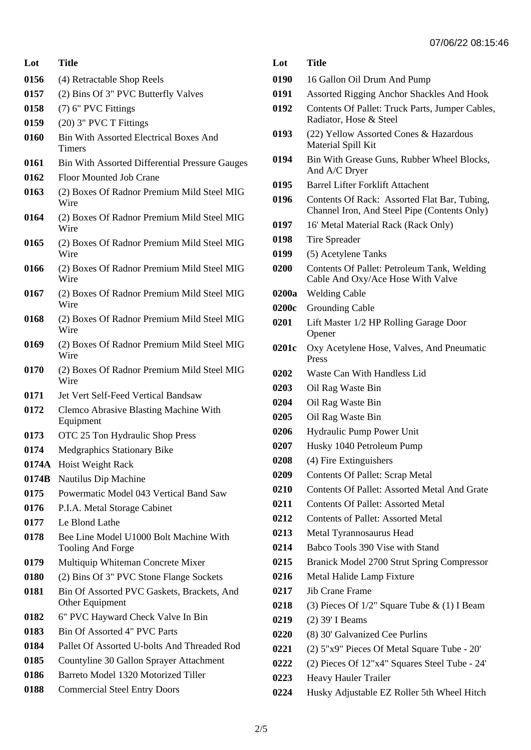| Lot | Title |
|---|---|
| 0156 | (4) Retractable Shop Reels |
| 0157 | (2) Bins Of 3" PVC Butterfly Valves |
| 0158 | (7) 6" PVC Fittings |
| 0159 | (20) 3" PVC T Fittings |
| 0160 | Bin With Assorted Electrical Boxes And Timers |
| 0161 | Bin With Assorted Differential Pressure Gauges |
| 0162 | Floor Mounted Job Crane |
| 0163 | (2) Boxes Of Radnor Premium Mild Steel MIG Wire |
| 0164 | (2) Boxes Of Radnor Premium Mild Steel MIG Wire |
| 0165 | (2) Boxes Of Radnor Premium Mild Steel MIG Wire |
| 0166 | (2) Boxes Of Radnor Premium Mild Steel MIG Wire |
| 0167 | (2) Boxes Of Radnor Premium Mild Steel MIG Wire |
| 0168 | (2) Boxes Of Radnor Premium Mild Steel MIG Wire |
| 0169 | (2) Boxes Of Radnor Premium Mild Steel MIG Wire |
| 0170 | (2) Boxes Of Radnor Premium Mild Steel MIG Wire |
| 0171 | Jet Vert Self-Feed Vertical Bandsaw |
| 0172 | Clemco Abrasive Blasting Machine With Equipment |
| 0173 | OTC 25 Ton Hydraulic Shop Press |
| 0174 | Medgraphics Stationary Bike |
| 0174A | Hoist Weight Rack |
| 0174B | Nautilus Dip Machine |
| 0175 | Powermatic Model 043 Vertical Band Saw |
| 0176 | P.I.A. Metal Storage Cabinet |
| 0177 | Le Blond Lathe |
| 0178 | Bee Line Model U1000 Bolt Machine With Tooling And Forge |
| 0179 | Multiquip Whiteman Concrete Mixer |
| 0180 | (2) Bins Of 3" PVC Stone Flange Sockets |
| 0181 | Bin Of Assorted PVC Gaskets, Brackets, And Other Equipment |
| 0182 | 6" PVC Hayward Check Valve In Bin |
| 0183 | Bin Of Assorted 4" PVC Parts |
| 0184 | Pallet Of Assorted U-bolts And Threaded Rod |
| 0185 | Countyline 30 Gallon Sprayer Attachment |
| 0186 | Barreto Model 1320 Motorized Tiller |
| 0188 | Commercial Steel Entry Doors |
| 0190 | 16 Gallon Oil Drum And Pump |
| 0191 | Assorted Rigging Anchor Shackles And Hook |
| 0192 | Contents Of Pallet: Truck Parts, Jumper Cables, Radiator, Hose & Steel |
| 0193 | (22) Yellow Assorted Cones & Hazardous Material Spill Kit |
| 0194 | Bin With Grease Guns, Rubber Wheel Blocks, And A/C Dryer |
| 0195 | Barrel Lifter Forklift Attachent |
| 0196 | Contents Of Rack: Assorted Flat Bar, Tubing, Channel Iron, And Steel Pipe (Contents Only) |
| 0197 | 16' Metal Material Rack (Rack Only) |
| 0198 | Tire Spreader |
| 0199 | (5) Acetylene Tanks |
| 0200 | Contents Of Pallet: Petroleum Tank, Welding Cable And Oxy/Ace Hose With Valve |
| 0200a | Welding Cable |
| 0200c | Grounding Cable |
| 0201 | Lift Master 1/2 HP Rolling Garage Door Opener |
| 0201c | Oxy Acetylene Hose, Valves, And Pneumatic Press |
| 0202 | Waste Can With Handless Lid |
| 0203 | Oil Rag Waste Bin |
| 0204 | Oil Rag Waste Bin |
| 0205 | Oil Rag Waste Bin |
| 0206 | Hydraulic Pump Power Unit |
| 0207 | Husky 1040 Petroleum Pump |
| 0208 | (4) Fire Extinguishers |
| 0209 | Contents Of Pallet: Scrap Metal |
| 0210 | Contents Of Pallet: Assorted Metal And Grate |
| 0211 | Contents Of Pallet: Assorted Metal |
| 0212 | Contents of Pallet: Assorted Metal |
| 0213 | Metal Tyrannosaurus Head |
| 0214 | Babco Tools 390 Vise with Stand |
| 0215 | Branick Model 2700 Strut Spring Compressor |
| 0216 | Metal Halide Lamp Fixture |
| 0217 | Jib Crane Frame |
| 0218 | (3) Pieces Of 1/2" Square Tube & (1) I Beam |
| 0219 | (2) 39' I Beams |
| 0220 | (8) 30' Galvanized Cee Purlins |
| 0221 | (2) 5"x9" Pieces Of Metal Square Tube - 20' |
| 0222 | (2) Pieces Of 12"x4" Squares Steel Tube - 24' |
| 0223 | Heavy Hauler Trailer |
| 0224 | Husky Adjustable EZ Roller 5th Wheel Hitch |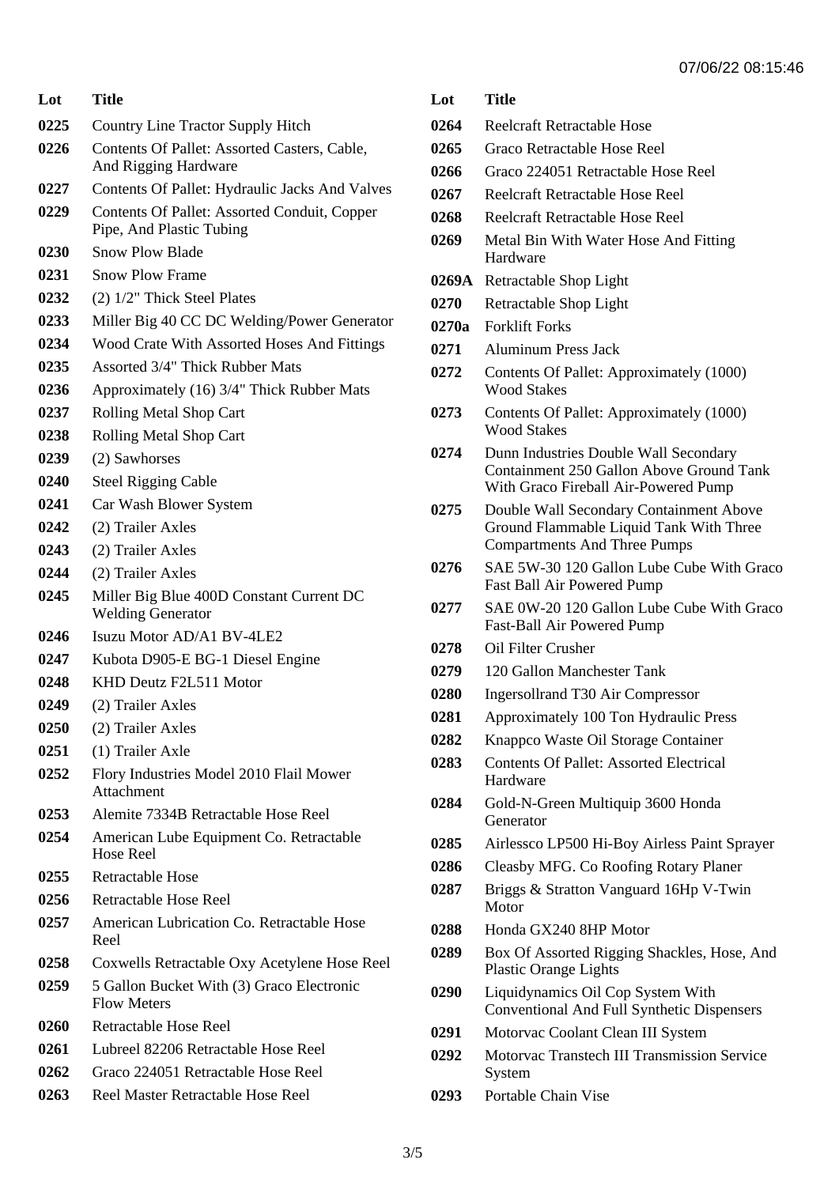| Lot | Title |
| --- | --- |
| 0225 | Country Line Tractor Supply Hitch |
| 0226 | Contents Of Pallet: Assorted Casters, Cable, And Rigging Hardware |
| 0227 | Contents Of Pallet: Hydraulic Jacks And Valves |
| 0229 | Contents Of Pallet: Assorted Conduit, Copper Pipe, And Plastic Tubing |
| 0230 | Snow Plow Blade |
| 0231 | Snow Plow Frame |
| 0232 | (2) 1/2" Thick Steel Plates |
| 0233 | Miller Big 40 CC DC Welding/Power Generator |
| 0234 | Wood Crate With Assorted Hoses And Fittings |
| 0235 | Assorted 3/4" Thick Rubber Mats |
| 0236 | Approximately (16) 3/4" Thick Rubber Mats |
| 0237 | Rolling Metal Shop Cart |
| 0238 | Rolling Metal Shop Cart |
| 0239 | (2) Sawhorses |
| 0240 | Steel Rigging Cable |
| 0241 | Car Wash Blower System |
| 0242 | (2) Trailer Axles |
| 0243 | (2) Trailer Axles |
| 0244 | (2) Trailer Axles |
| 0245 | Miller Big Blue 400D Constant Current DC Welding Generator |
| 0246 | Isuzu Motor AD/A1 BV-4LE2 |
| 0247 | Kubota D905-E BG-1 Diesel Engine |
| 0248 | KHD Deutz F2L511 Motor |
| 0249 | (2) Trailer Axles |
| 0250 | (2) Trailer Axles |
| 0251 | (1) Trailer Axle |
| 0252 | Flory Industries Model 2010 Flail Mower Attachment |
| 0253 | Alemite 7334B Retractable Hose Reel |
| 0254 | American Lube Equipment Co. Retractable Hose Reel |
| 0255 | Retractable Hose |
| 0256 | Retractable Hose Reel |
| 0257 | American Lubrication Co. Retractable Hose Reel |
| 0258 | Coxwells Retractable Oxy Acetylene Hose Reel |
| 0259 | 5 Gallon Bucket With (3) Graco Electronic Flow Meters |
| 0260 | Retractable Hose Reel |
| 0261 | Lubreel 82206 Retractable Hose Reel |
| 0262 | Graco 224051 Retractable Hose Reel |
| 0263 | Reel Master Retractable Hose Reel |
| 0264 | Reelcraft Retractable Hose |
| 0265 | Graco Retractable Hose Reel |
| 0266 | Graco 224051 Retractable Hose Reel |
| 0267 | Reelcraft Retractable Hose Reel |
| 0268 | Reelcraft Retractable Hose Reel |
| 0269 | Metal Bin With Water Hose And Fitting Hardware |
| 0269A | Retractable Shop Light |
| 0270 | Retractable Shop Light |
| 0270a | Forklift Forks |
| 0271 | Aluminum Press Jack |
| 0272 | Contents Of Pallet: Approximately (1000) Wood Stakes |
| 0273 | Contents Of Pallet: Approximately (1000) Wood Stakes |
| 0274 | Dunn Industries Double Wall Secondary Containment 250 Gallon Above Ground Tank With Graco Fireball Air-Powered Pump |
| 0275 | Double Wall Secondary Containment Above Ground Flammable Liquid Tank With Three Compartments And Three Pumps |
| 0276 | SAE 5W-30 120 Gallon Lube Cube With Graco Fast Ball Air Powered Pump |
| 0277 | SAE 0W-20 120 Gallon Lube Cube With Graco Fast-Ball Air Powered Pump |
| 0278 | Oil Filter Crusher |
| 0279 | 120 Gallon Manchester Tank |
| 0280 | Ingersollrand T30 Air Compressor |
| 0281 | Approximately 100 Ton Hydraulic Press |
| 0282 | Knappco Waste Oil Storage Container |
| 0283 | Contents Of Pallet: Assorted Electrical Hardware |
| 0284 | Gold-N-Green Multiquip 3600 Honda Generator |
| 0285 | Airlessco LP500 Hi-Boy Airless Paint Sprayer |
| 0286 | Cleasby MFG. Co Roofing Rotary Planer |
| 0287 | Briggs & Stratton Vanguard 16Hp V-Twin Motor |
| 0288 | Honda GX240 8HP Motor |
| 0289 | Box Of Assorted Rigging Shackles, Hose, And Plastic Orange Lights |
| 0290 | Liquidynamics Oil Cop System With Conventional And Full Synthetic Dispensers |
| 0291 | Motorvac Coolant Clean III System |
| 0292 | Motorvac Transtech III Transmission Service System |
| 0293 | Portable Chain Vise |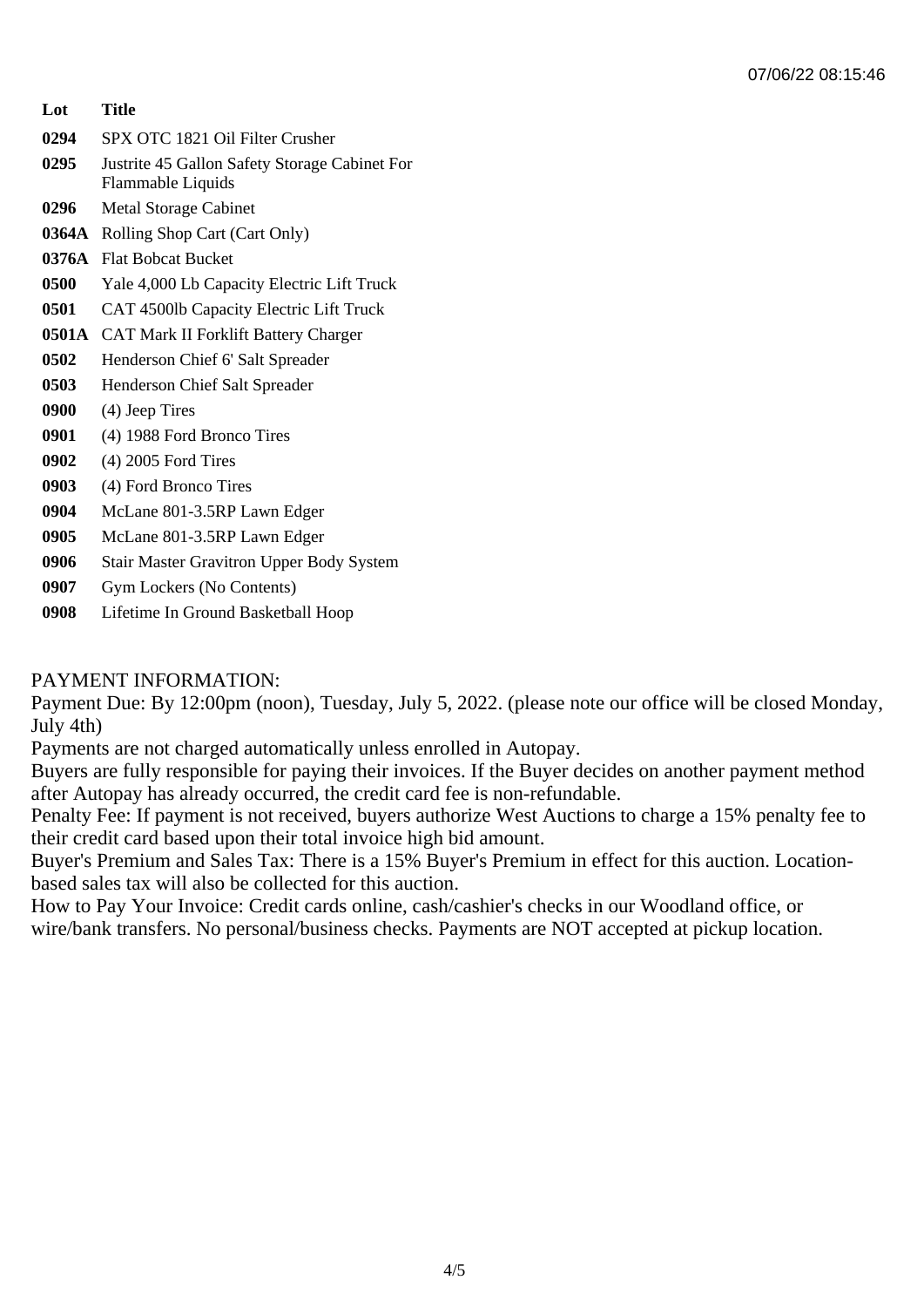| Lot | Title |
|---|---|
| 0294 | SPX OTC 1821 Oil Filter Crusher |
| 0295 | Justrite 45 Gallon Safety Storage Cabinet For Flammable Liquids |
| 0296 | Metal Storage Cabinet |
| 0364A | Rolling Shop Cart (Cart Only) |
| 0376A | Flat Bobcat Bucket |
| 0500 | Yale 4,000 Lb Capacity Electric Lift Truck |
| 0501 | CAT 4500lb Capacity Electric Lift Truck |
| 0501A | CAT Mark II Forklift Battery Charger |
| 0502 | Henderson Chief 6' Salt Spreader |
| 0503 | Henderson Chief Salt Spreader |
| 0900 | (4) Jeep Tires |
| 0901 | (4) 1988 Ford Bronco Tires |
| 0902 | (4) 2005 Ford Tires |
| 0903 | (4) Ford Bronco Tires |
| 0904 | McLane 801-3.5RP Lawn Edger |
| 0905 | McLane 801-3.5RP Lawn Edger |
| 0906 | Stair Master Gravitron Upper Body System |
| 0907 | Gym Lockers (No Contents) |
| 0908 | Lifetime In Ground Basketball Hoop |

PAYMENT INFORMATION:
Payment Due: By 12:00pm (noon), Tuesday, July 5, 2022. (please note our office will be closed Monday, July 4th)
Payments are not charged automatically unless enrolled in Autopay.
Buyers are fully responsible for paying their invoices. If the Buyer decides on another payment method after Autopay has already occurred, the credit card fee is non-refundable.
Penalty Fee: If payment is not received, buyers authorize West Auctions to charge a 15% penalty fee to their credit card based upon their total invoice high bid amount.
Buyer's Premium and Sales Tax: There is a 15% Buyer's Premium in effect for this auction. Location-based sales tax will also be collected for this auction.
How to Pay Your Invoice: Credit cards online, cash/cashier's checks in our Woodland office, or wire/bank transfers. No personal/business checks. Payments are NOT accepted at pickup location.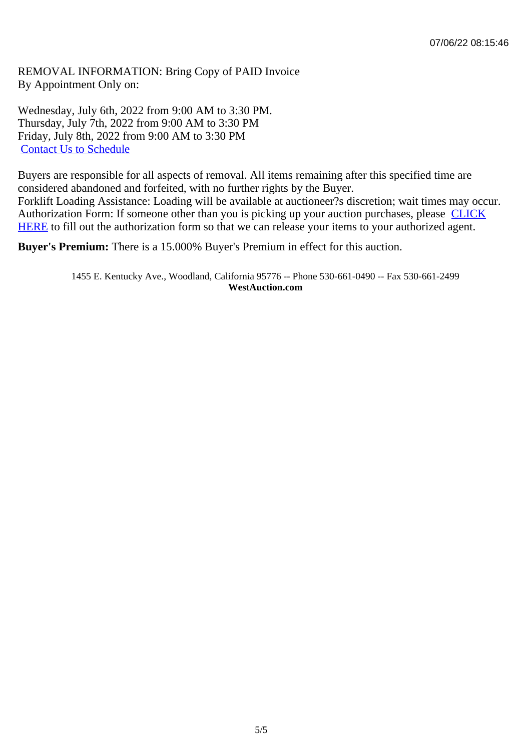REMOVAL INFORMATION: Bring Copy of PAID Invoice
By Appointment Only on:

Wednesday, July 6th, 2022 from 9:00 AM to 3:30 PM.
Thursday, July 7th, 2022 from 9:00 AM to 3:30 PM
Friday, July 8th, 2022 from 9:00 AM to 3:30 PM
Contact Us to Schedule

Buyers are responsible for all aspects of removal. All items remaining after this specified time are considered abandoned and forfeited, with no further rights by the Buyer.
Forklift Loading Assistance: Loading will be available at auctioneer?s discretion; wait times may occur.
Authorization Form: If someone other than you is picking up your auction purchases, please CLICK HERE to fill out the authorization form so that we can release your items to your authorized agent.

**Buyer's Premium:** There is a 15.000% Buyer's Premium in effect for this auction.

1455 E. Kentucky Ave., Woodland, California 95776 -- Phone 530-661-0490 -- Fax 530-661-2499
**WestAuction.com**